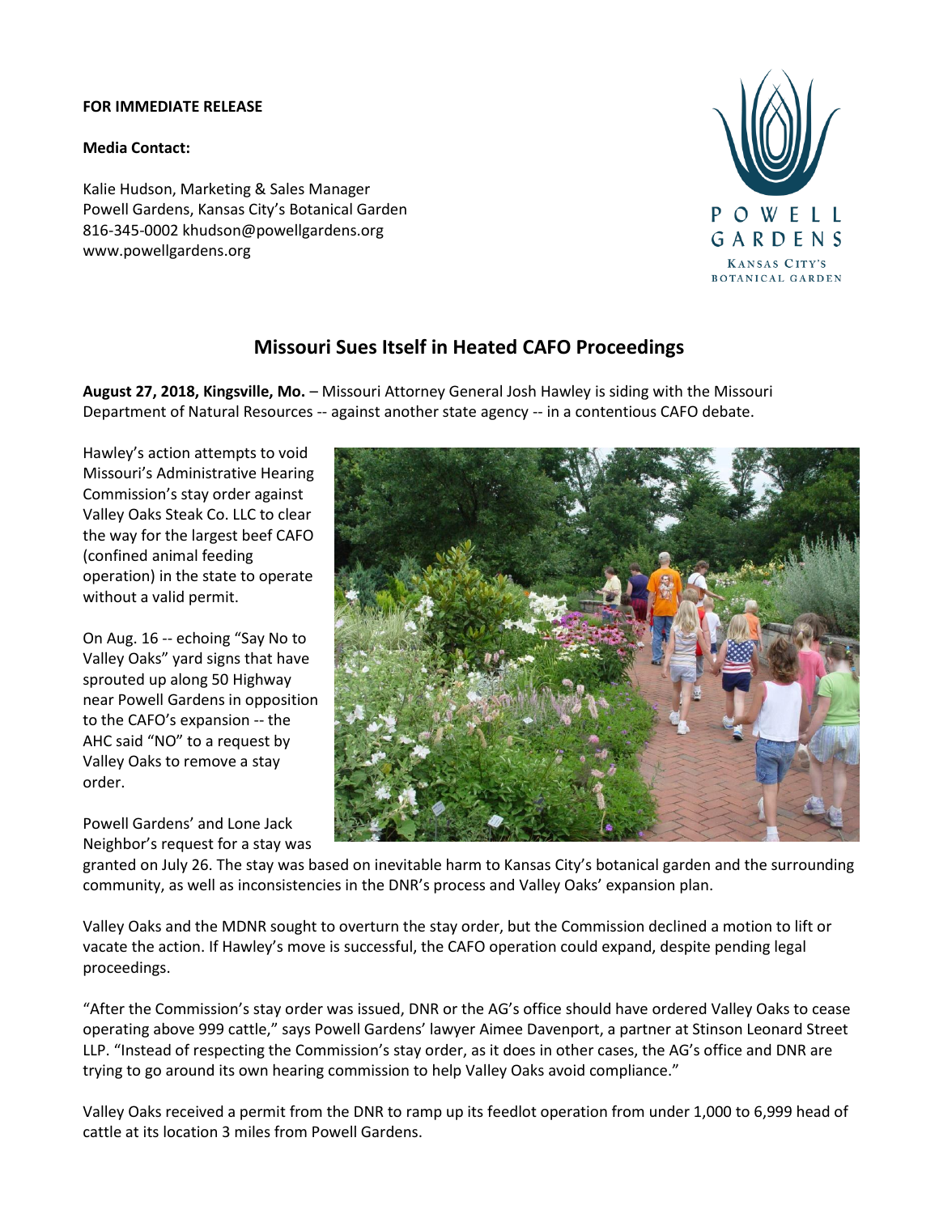**FOR IMMEDIATE RELEASE**

**Media Contact:**

Kalie Hudson, Marketing & Sales Manager
Powell Gardens, Kansas City's Botanical Garden
816-345-0002 khudson@powellgardens.org
www.powellgardens.org

# Missouri Sues Itself in Heated CAFO Proceedings

**August 27, 2018, Kingsville, Mo.** – Missouri Attorney General Josh Hawley is siding with the Missouri Department of Natural Resources -- against another state agency -- in a contentious CAFO debate.

Hawley's action attempts to void Missouri's Administrative Hearing Commission's stay order against Valley Oaks Steak Co. LLC to clear the way for the largest beef CAFO (confined animal feeding operation) in the state to operate without a valid permit.

On Aug. 16 -- echoing "Say No to Valley Oaks" yard signs that have sprouted up along 50 Highway near Powell Gardens in opposition to the CAFO's expansion -- the AHC said "NO" to a request by Valley Oaks to remove a stay order.

Powell Gardens' and Lone Jack Neighbor's request for a stay was granted on July 26. The stay was based on inevitable harm to Kansas City's botanical garden and the surrounding community, as well as inconsistencies in the DNR's process and Valley Oaks' expansion plan.

Valley Oaks and the MDNR sought to overturn the stay order, but the Commission declined a motion to lift or vacate the action. If Hawley's move is successful, the CAFO operation could expand, despite pending legal proceedings.

"After the Commission's stay order was issued, DNR or the AG's office should have ordered Valley Oaks to cease operating above 999 cattle," says Powell Gardens' lawyer Aimee Davenport, a partner at Stinson Leonard Street LLP. "Instead of respecting the Commission's stay order, as it does in other cases, the AG's office and DNR are trying to go around its own hearing commission to help Valley Oaks avoid compliance."

Valley Oaks received a permit from the DNR to ramp up its feedlot operation from under 1,000 to 6,999 head of cattle at its location 3 miles from Powell Gardens.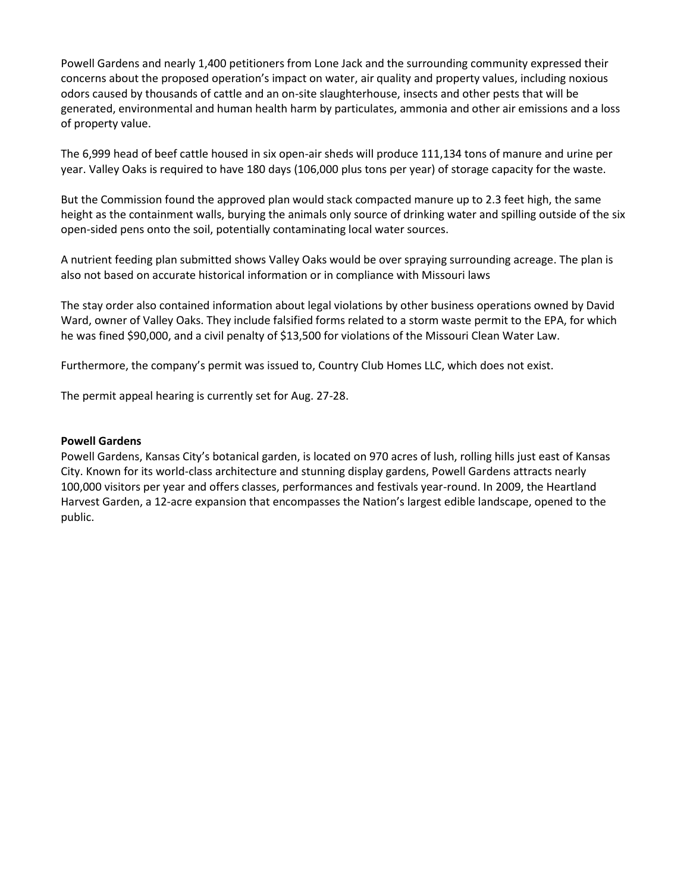Powell Gardens and nearly 1,400 petitioners from Lone Jack and the surrounding community expressed their concerns about the proposed operation's impact on water, air quality and property values, including noxious odors caused by thousands of cattle and an on-site slaughterhouse, insects and other pests that will be generated, environmental and human health harm by particulates, ammonia and other air emissions and a loss of property value.

The 6,999 head of beef cattle housed in six open-air sheds will produce 111,134 tons of manure and urine per year. Valley Oaks is required to have 180 days (106,000 plus tons per year) of storage capacity for the waste.

But the Commission found the approved plan would stack compacted manure up to 2.3 feet high, the same height as the containment walls, burying the animals only source of drinking water and spilling outside of the six open-sided pens onto the soil, potentially contaminating local water sources.

A nutrient feeding plan submitted shows Valley Oaks would be over spraying surrounding acreage. The plan is also not based on accurate historical information or in compliance with Missouri laws

The stay order also contained information about legal violations by other business operations owned by David Ward, owner of Valley Oaks. They include falsified forms related to a storm waste permit to the EPA, for which he was fined $90,000, and a civil penalty of $13,500 for violations of the Missouri Clean Water Law.

Furthermore, the company's permit was issued to, Country Club Homes LLC, which does not exist.

The permit appeal hearing is currently set for Aug. 27-28.

**Powell Gardens**

Powell Gardens, Kansas City's botanical garden, is located on 970 acres of lush, rolling hills just east of Kansas City. Known for its world-class architecture and stunning display gardens, Powell Gardens attracts nearly 100,000 visitors per year and offers classes, performances and festivals year-round. In 2009, the Heartland Harvest Garden, a 12-acre expansion that encompasses the Nation's largest edible landscape, opened to the public.